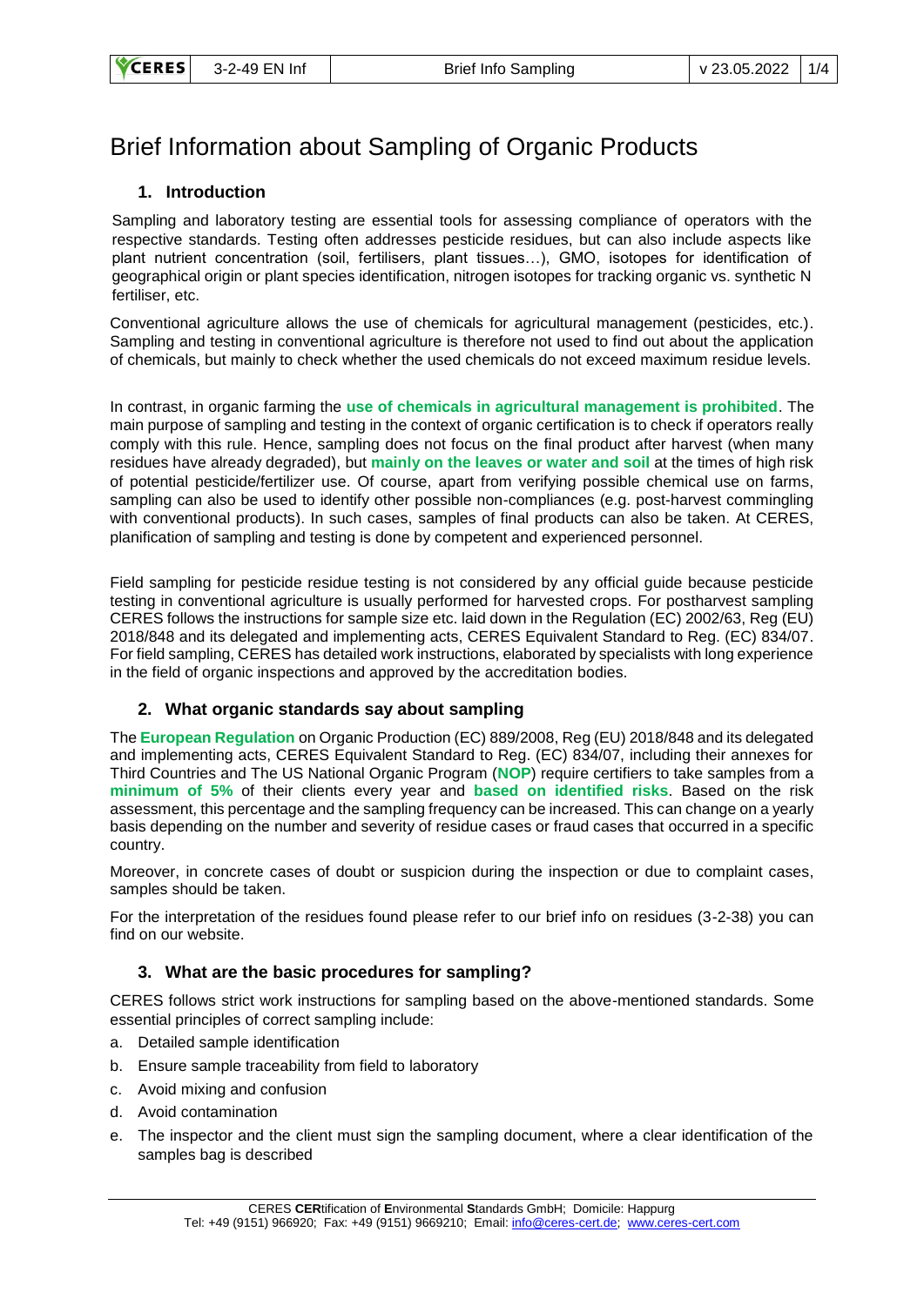# Brief Information about Sampling of Organic Products

## 1. Introduction

Sampling and laboratory testing are essential tools for assessing compliance of operators with the respective standards. Testing often addresses pesticide residues, but can also include aspects like plant nutrient concentration (soil, fertilisers, plant tissues…), GMO, isotopes for identification of geographical origin or plant species identification, nitrogen isotopes for tracking organic vs. synthetic N fertiliser, etc.

Conventional agriculture allows the use of chemicals for agricultural management (pesticides, etc.). Sampling and testing in conventional agriculture is therefore not used to find out about the application of chemicals, but mainly to check whether the used chemicals do not exceed maximum residue levels.

In contrast, in organic farming the **use of chemicals in agricultural management is prohibited**. The main purpose of sampling and testing in the context of organic certification is to check if operators really comply with this rule. Hence, sampling does not focus on the final product after harvest (when many residues have already degraded), but **mainly on the leaves or water and soil** at the times of high risk of potential pesticide/fertilizer use. Of course, apart from verifying possible chemical use on farms, sampling can also be used to identify other possible non-compliances (e.g. post-harvest commingling with conventional products). In such cases, samples of final products can also be taken. At CERES, planification of sampling and testing is done by competent and experienced personnel.

Field sampling for pesticide residue testing is not considered by any official guide because pesticide testing in conventional agriculture is usually performed for harvested crops. For postharvest sampling CERES follows the instructions for sample size etc. laid down in the Regulation (EC) 2002/63, Reg (EU) 2018/848 and its delegated and implementing acts, CERES Equivalent Standard to Reg. (EC) 834/07. For field sampling, CERES has detailed work instructions, elaborated by specialists with long experience in the field of organic inspections and approved by the accreditation bodies.

## 2. What organic standards say about sampling

The **European Regulation** on Organic Production (EC) 889/2008, Reg (EU) 2018/848 and its delegated and implementing acts, CERES Equivalent Standard to Reg. (EC) 834/07, including their annexes for Third Countries and The US National Organic Program (**NOP**) require certifiers to take samples from a **minimum of 5%** of their clients every year and **based on identified risks**. Based on the risk assessment, this percentage and the sampling frequency can be increased. This can change on a yearly basis depending on the number and severity of residue cases or fraud cases that occurred in a specific country.

Moreover, in concrete cases of doubt or suspicion during the inspection or due to complaint cases, samples should be taken.

For the interpretation of the residues found please refer to our brief info on residues (3-2-38) you can find on our website.

## 3. What are the basic procedures for sampling?

CERES follows strict work instructions for sampling based on the above-mentioned standards. Some essential principles of correct sampling include:

a. Detailed sample identification
b. Ensure sample traceability from field to laboratory
c. Avoid mixing and confusion
d. Avoid contamination
e. The inspector and the client must sign the sampling document, where a clear identification of the samples bag is described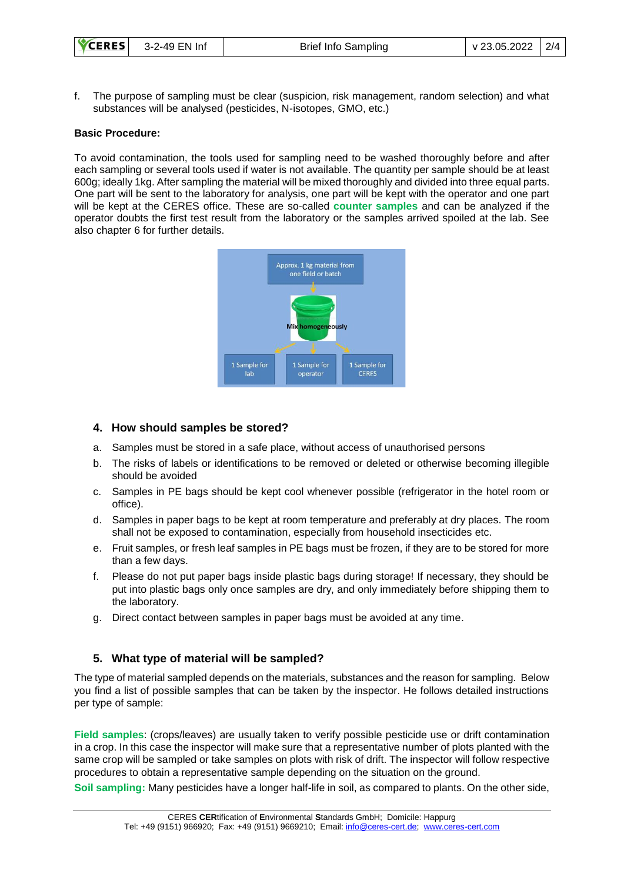f. The purpose of sampling must be clear (suspicion, risk management, random selection) and what substances will be analysed (pesticides, N-isotopes, GMO, etc.)

**Basic Procedure:**

To avoid contamination, the tools used for sampling need to be washed thoroughly before and after each sampling or several tools used if water is not available. The quantity per sample should be at least 600g; ideally 1kg. After sampling the material will be mixed thoroughly and divided into three equal parts. One part will be sent to the laboratory for analysis, one part will be kept with the operator and one part will be kept at the CERES office. These are so-called **counter samples** and can be analyzed if the operator doubts the first test result from the laboratory or the samples arrived spoiled at the lab. See also chapter 6 for further details.

Approx. 1 kg material from one field or batch

Mix homogeneously

1 Sample for lab | 1 Sample for operator | 1 Sample for CERES

## 4. How should samples be stored?

a. Samples must be stored in a safe place, without access of unauthorised persons
b. The risks of labels or identifications to be removed or deleted or otherwise becoming illegible should be avoided
c. Samples in PE bags should be kept cool whenever possible (refrigerator in the hotel room or office).
d. Samples in paper bags to be kept at room temperature and preferably at dry places. The room shall not be exposed to contamination, especially from household insecticides etc.
e. Fruit samples, or fresh leaf samples in PE bags must be frozen, if they are to be stored for more than a few days.
f. Please do not put paper bags inside plastic bags during storage! If necessary, they should be put into plastic bags only once samples are dry, and only immediately before shipping them to the laboratory.
g. Direct contact between samples in paper bags must be avoided at any time.

## 5. What type of material will be sampled?

The type of material sampled depends on the materials, substances and the reason for sampling. Below you find a list of possible samples that can be taken by the inspector. He follows detailed instructions per type of sample:

**Field samples**: (crops/leaves) are usually taken to verify possible pesticide use or drift contamination in a crop. In this case the inspector will make sure that a representative number of plots planted with the same crop will be sampled or take samples on plots with risk of drift. The inspector will follow respective procedures to obtain a representative sample depending on the situation on the ground.

**Soil sampling:** Many pesticides have a longer half-life in soil, as compared to plants. On the other side,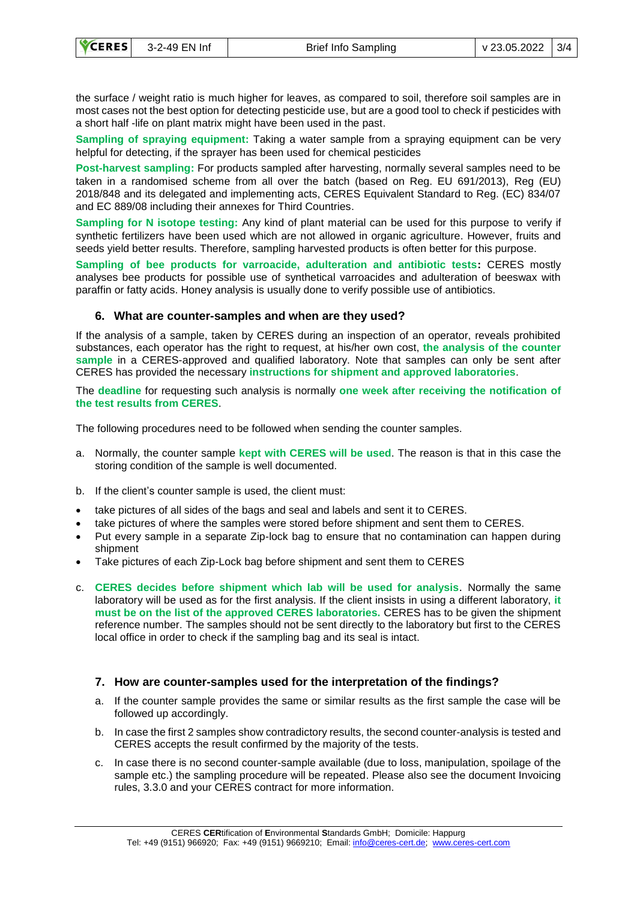the surface / weight ratio is much higher for leaves, as compared to soil, therefore soil samples are in most cases not the best option for detecting pesticide use, but are a good tool to check if pesticides with a short half -life on plant matrix might have been used in the past.

**Sampling of spraying equipment:** Taking a water sample from a spraying equipment can be very helpful for detecting, if the sprayer has been used for chemical pesticides

**Post-harvest sampling:** For products sampled after harvesting, normally several samples need to be taken in a randomised scheme from all over the batch (based on Reg. EU 691/2013), Reg (EU) 2018/848 and its delegated and implementing acts, CERES Equivalent Standard to Reg. (EC) 834/07 and EC 889/08 including their annexes for Third Countries.

**Sampling for N isotope testing:** Any kind of plant material can be used for this purpose to verify if synthetic fertilizers have been used which are not allowed in organic agriculture. However, fruits and seeds yield better results. Therefore, sampling harvested products is often better for this purpose.

**Sampling of bee products for varroacide, adulteration and antibiotic tests:** CERES mostly analyses bee products for possible use of synthetical varroacides and adulteration of beeswax with paraffin or fatty acids. Honey analysis is usually done to verify possible use of antibiotics.

## 6. What are counter-samples and when are they used?

If the analysis of a sample, taken by CERES during an inspection of an operator, reveals prohibited substances, each operator has the right to request, at his/her own cost, **the analysis of the counter sample** in a CERES-approved and qualified laboratory. Note that samples can only be sent after CERES has provided the necessary **instructions for shipment and approved laboratories**.

The **deadline** for requesting such analysis is normally **one week after receiving the notification of the test results from CERES**.

The following procedures need to be followed when sending the counter samples.

a. Normally, the counter sample **kept with CERES will be used**. The reason is that in this case the storing condition of the sample is well documented.

b. If the client's counter sample is used, the client must:

- take pictures of all sides of the bags and seal and labels and sent it to CERES.
- take pictures of where the samples were stored before shipment and sent them to CERES.
- Put every sample in a separate Zip-lock bag to ensure that no contamination can happen during shipment
- Take pictures of each Zip-Lock bag before shipment and sent them to CERES

c. **CERES decides before shipment which lab will be used for analysis**. Normally the same laboratory will be used as for the first analysis. If the client insists in using a different laboratory, **it must be on the list of the approved CERES laboratories.** CERES has to be given the shipment reference number. The samples should not be sent directly to the laboratory but first to the CERES local office in order to check if the sampling bag and its seal is intact.

## 7. How are counter-samples used for the interpretation of the findings?

a. If the counter sample provides the same or similar results as the first sample the case will be followed up accordingly.

b. In case the first 2 samples show contradictory results, the second counter-analysis is tested and CERES accepts the result confirmed by the majority of the tests.

c. In case there is no second counter-sample available (due to loss, manipulation, spoilage of the sample etc.) the sampling procedure will be repeated. Please also see the document Invoicing rules, 3.3.0 and your CERES contract for more information.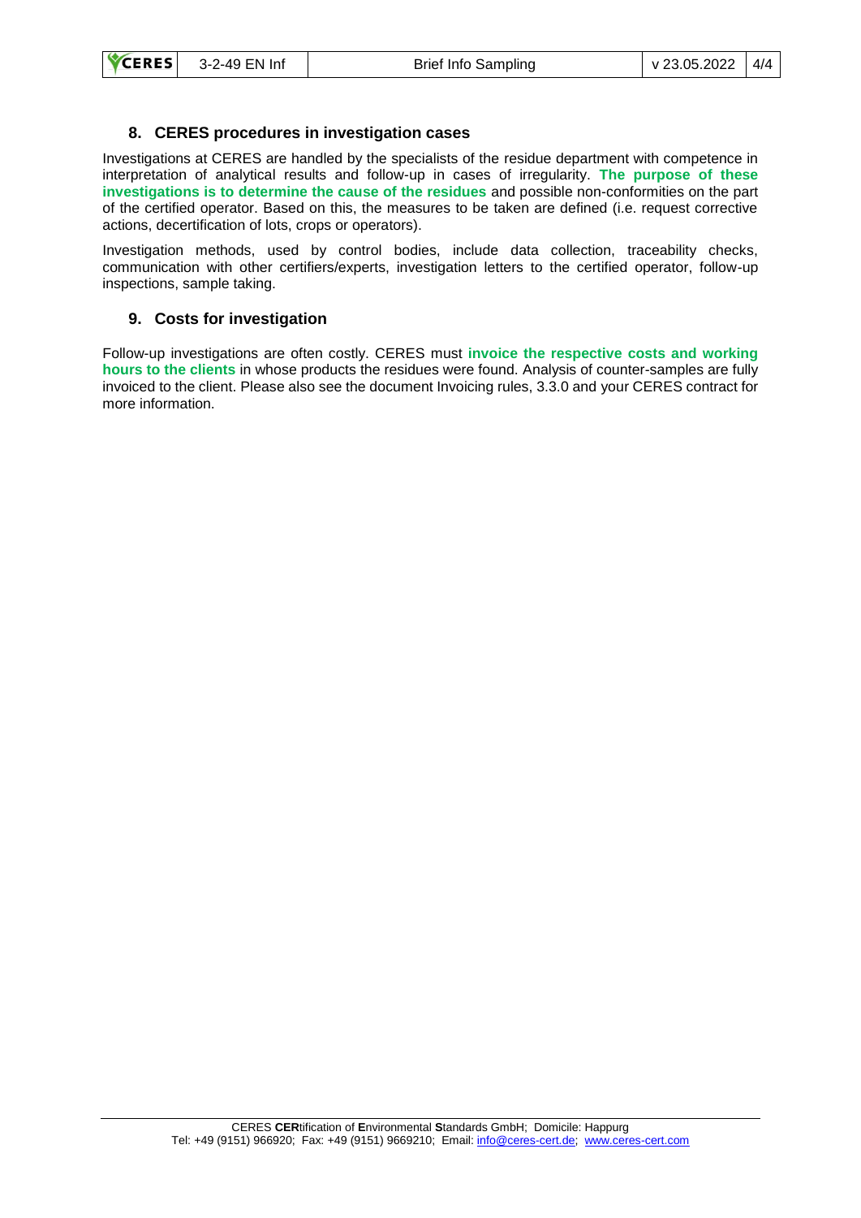## 8. CERES procedures in investigation cases

Investigations at CERES are handled by the specialists of the residue department with competence in interpretation of analytical results and follow-up in cases of irregularity. **The purpose of these investigations is to determine the cause of the residues** and possible non-conformities on the part of the certified operator. Based on this, the measures to be taken are defined (i.e. request corrective actions, decertification of lots, crops or operators).

Investigation methods, used by control bodies, include data collection, traceability checks, communication with other certifiers/experts, investigation letters to the certified operator, follow-up inspections, sample taking.

## 9. Costs for investigation

Follow-up investigations are often costly. CERES must **invoice the respective costs and working hours to the clients** in whose products the residues were found. Analysis of counter-samples are fully invoiced to the client. Please also see the document Invoicing rules, 3.3.0 and your CERES contract for more information.